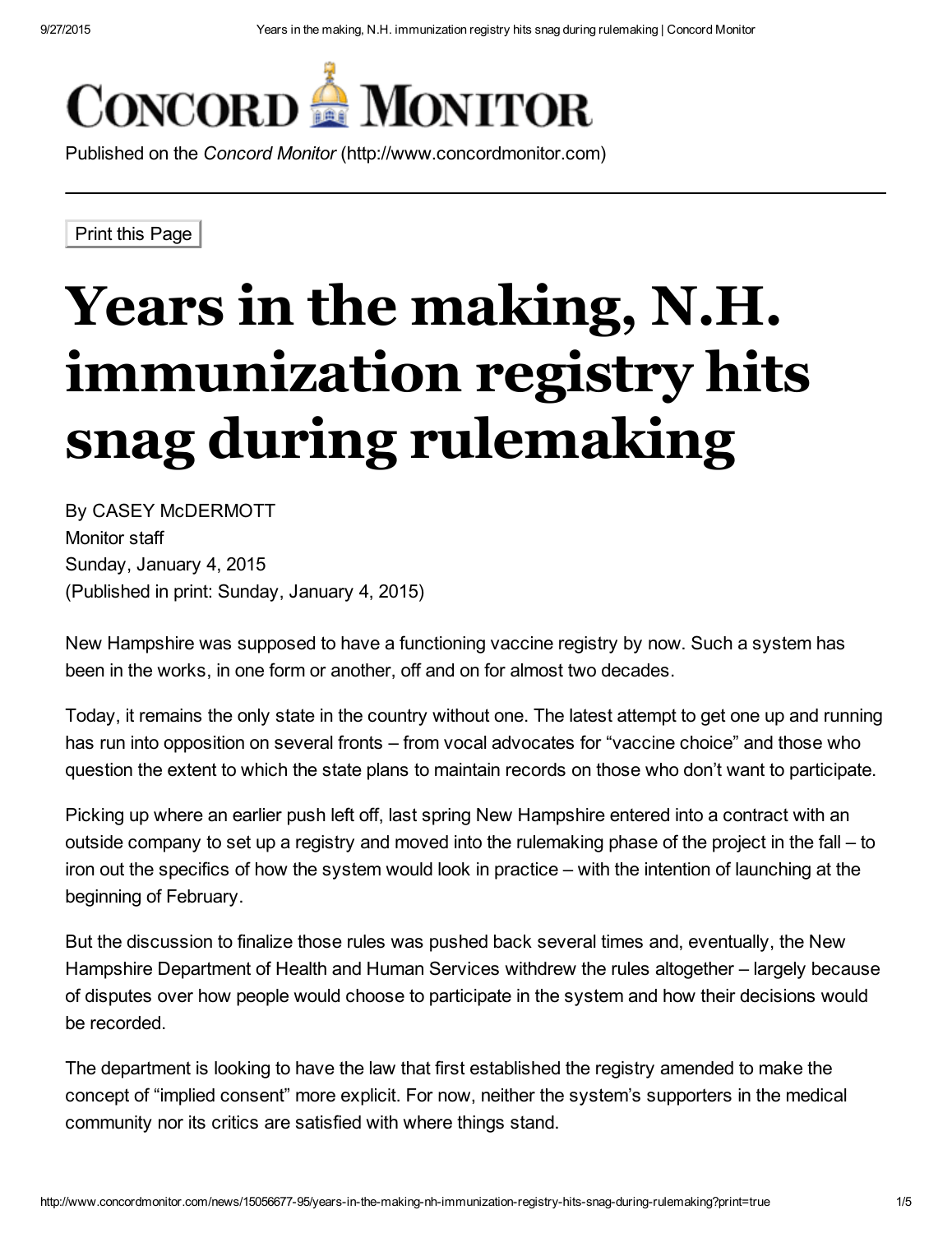# Years in the making, N.H. immunization registry hits snag during rulemaking

By CASEY McDERMOTT
Monitor staff
Sunday, January 4, 2015
(Published in print: Sunday, January 4, 2015)

New Hampshire was supposed to have a functioning vaccine registry by now. Such a system has been in the works, in one form or another, off and on for almost two decades.

Today, it remains the only state in the country without one. The latest attempt to get one up and running has run into opposition on several fronts – from vocal advocates for "vaccine choice" and those who question the extent to which the state plans to maintain records on those who don't want to participate.

Picking up where an earlier push left off, last spring New Hampshire entered into a contract with an outside company to set up a registry and moved into the rulemaking phase of the project in the fall – to iron out the specifics of how the system would look in practice – with the intention of launching at the beginning of February.

But the discussion to finalize those rules was pushed back several times and, eventually, the New Hampshire Department of Health and Human Services withdrew the rules altogether – largely because of disputes over how people would choose to participate in the system and how their decisions would be recorded.

The department is looking to have the law that first established the registry amended to make the concept of "implied consent" more explicit. For now, neither the system's supporters in the medical community nor its critics are satisfied with where things stand.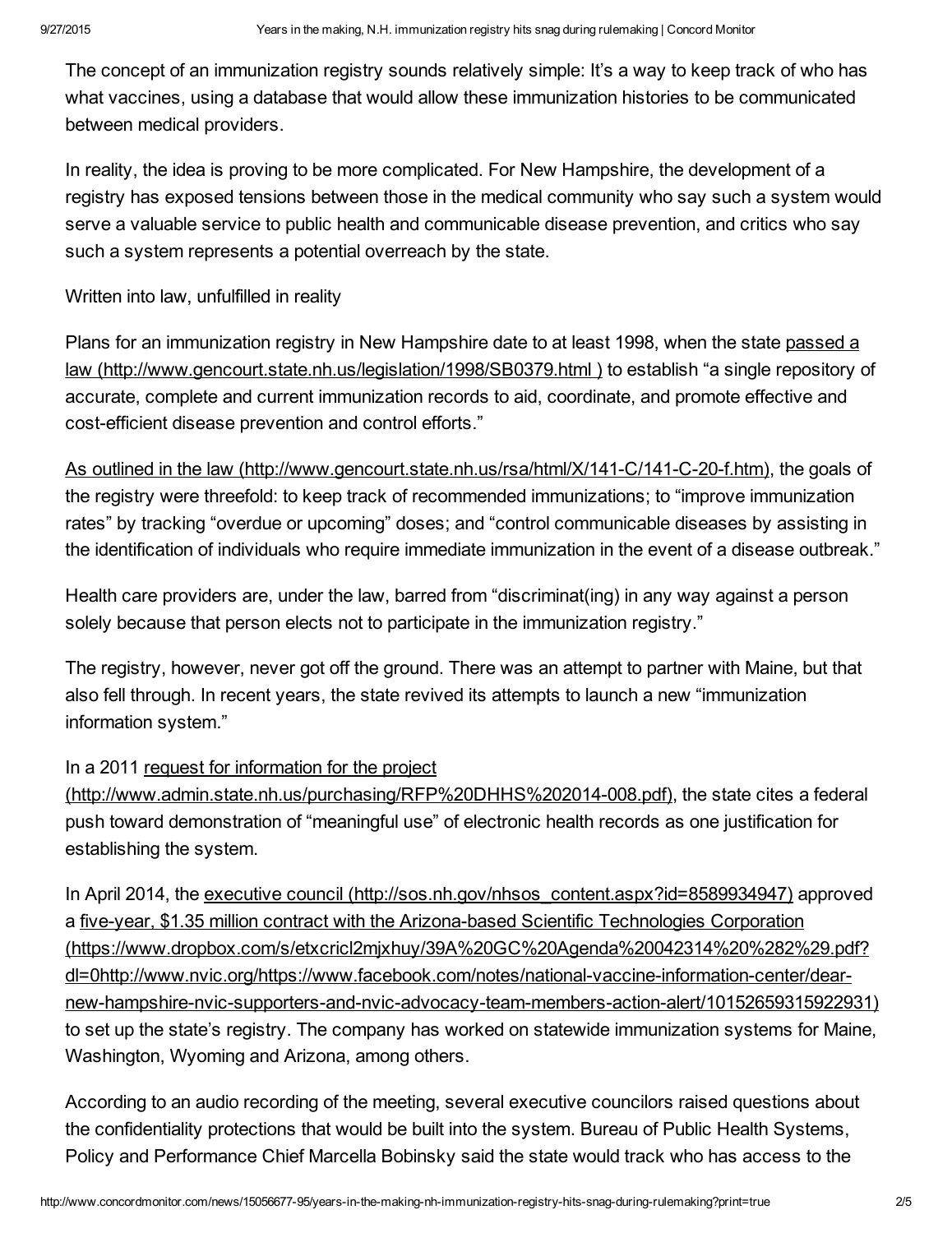The concept of an immunization registry sounds relatively simple: It's a way to keep track of who has what vaccines, using a database that would allow these immunization histories to be communicated between medical providers.

In reality, the idea is proving to be more complicated. For New Hampshire, the development of a registry has exposed tensions between those in the medical community who say such a system would serve a valuable service to public health and communicable disease prevention, and critics who say such a system represents a potential overreach by the state.

Written into law, unfulfilled in reality

Plans for an immunization registry in New Hampshire date to at least 1998, when the state passed a law (http://www.gencourt.state.nh.us/legislation/1998/SB0379.html ) to establish "a single repository of accurate, complete and current immunization records to aid, coordinate, and promote effective and cost-efficient disease prevention and control efforts."

As outlined in the law (http://www.gencourt.state.nh.us/rsa/html/X/141-C/141-C-20-f.htm), the goals of the registry were threefold: to keep track of recommended immunizations; to "improve immunization rates" by tracking "overdue or upcoming" doses; and "control communicable diseases by assisting in the identification of individuals who require immediate immunization in the event of a disease outbreak."

Health care providers are, under the law, barred from "discriminat(ing) in any way against a person solely because that person elects not to participate in the immunization registry."

The registry, however, never got off the ground. There was an attempt to partner with Maine, but that also fell through. In recent years, the state revived its attempts to launch a new "immunization information system."

In a 2011 request for information for the project (http://www.admin.state.nh.us/purchasing/RFP%20DHHS%202014-008.pdf), the state cites a federal push toward demonstration of "meaningful use" of electronic health records as one justification for establishing the system.

In April 2014, the executive council (http://sos.nh.gov/nhsos_content.aspx?id=8589934947) approved a five-year, $1.35 million contract with the Arizona-based Scientific Technologies Corporation (https://www.dropbox.com/s/etxcricl2mjxhuy/39A%20GC%20Agenda%20042314%20%282%29.pdf?dl=0http://www.nvic.org/https://www.facebook.com/notes/national-vaccine-information-center/dear-new-hampshire-nvic-supporters-and-nvic-advocacy-team-members-action-alert/10152659315922931) to set up the state's registry. The company has worked on statewide immunization systems for Maine, Washington, Wyoming and Arizona, among others.

According to an audio recording of the meeting, several executive councilors raised questions about the confidentiality protections that would be built into the system. Bureau of Public Health Systems, Policy and Performance Chief Marcella Bobinsky said the state would track who has access to the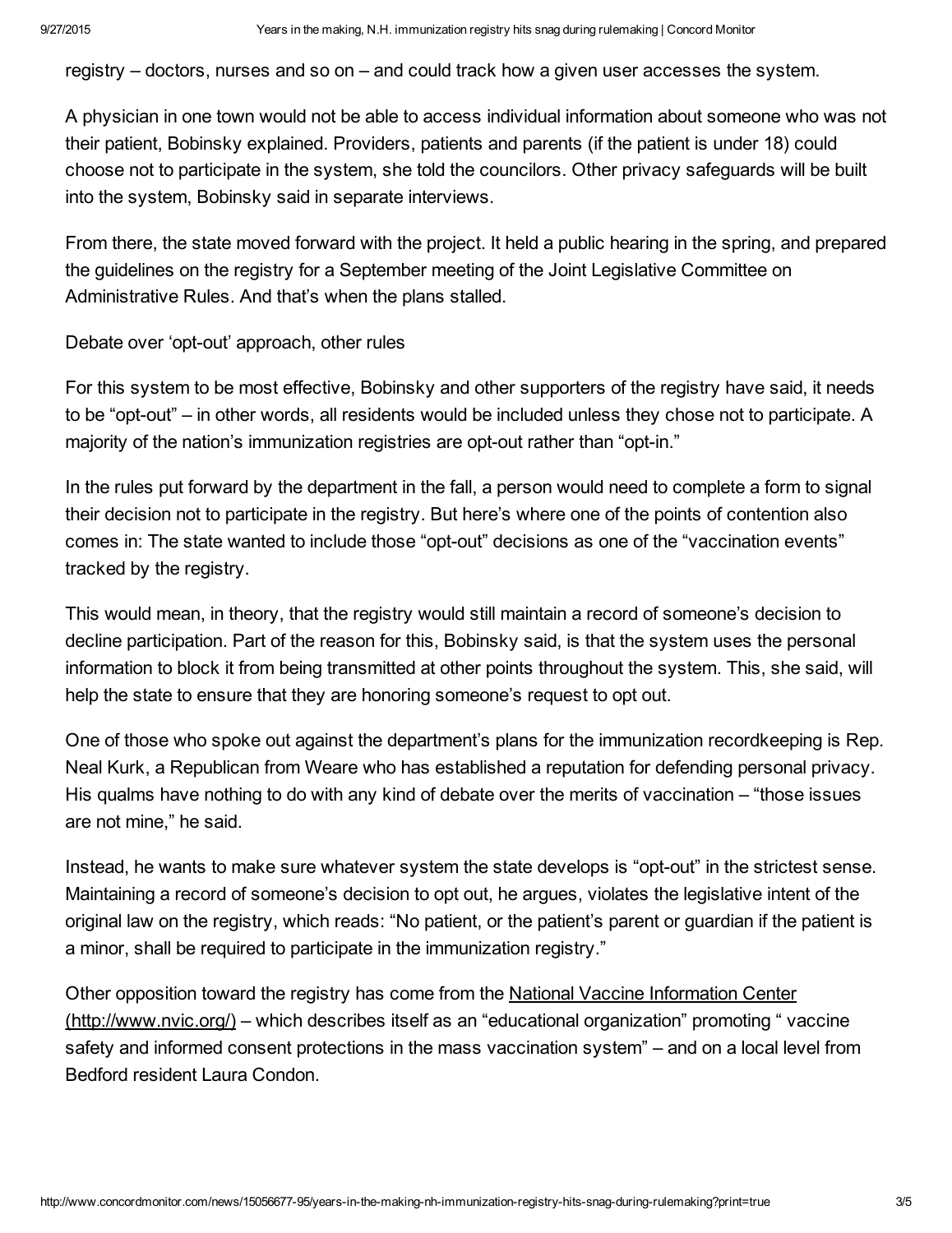registry – doctors, nurses and so on – and could track how a given user accesses the system.

A physician in one town would not be able to access individual information about someone who was not their patient, Bobinsky explained. Providers, patients and parents (if the patient is under 18) could choose not to participate in the system, she told the councilors. Other privacy safeguards will be built into the system, Bobinsky said in separate interviews.

From there, the state moved forward with the project. It held a public hearing in the spring, and prepared the guidelines on the registry for a September meeting of the Joint Legislative Committee on Administrative Rules. And that's when the plans stalled.

## Debate over 'opt-out' approach, other rules

For this system to be most effective, Bobinsky and other supporters of the registry have said, it needs to be "opt-out" – in other words, all residents would be included unless they chose not to participate. A majority of the nation's immunization registries are opt-out rather than "opt-in."

In the rules put forward by the department in the fall, a person would need to complete a form to signal their decision not to participate in the registry. But here's where one of the points of contention also comes in: The state wanted to include those "opt-out" decisions as one of the "vaccination events" tracked by the registry.

This would mean, in theory, that the registry would still maintain a record of someone's decision to decline participation. Part of the reason for this, Bobinsky said, is that the system uses the personal information to block it from being transmitted at other points throughout the system. This, she said, will help the state to ensure that they are honoring someone's request to opt out.

One of those who spoke out against the department's plans for the immunization recordkeeping is Rep. Neal Kurk, a Republican from Weare who has established a reputation for defending personal privacy. His qualms have nothing to do with any kind of debate over the merits of vaccination – "those issues are not mine," he said.

Instead, he wants to make sure whatever system the state develops is "opt-out" in the strictest sense. Maintaining a record of someone's decision to opt out, he argues, violates the legislative intent of the original law on the registry, which reads: "No patient, or the patient's parent or guardian if the patient is a minor, shall be required to participate in the immunization registry."

Other opposition toward the registry has come from the National Vaccine Information Center (http://www.nvic.org/) – which describes itself as an "educational organization" promoting " vaccine safety and informed consent protections in the mass vaccination system" – and on a local level from Bedford resident Laura Condon.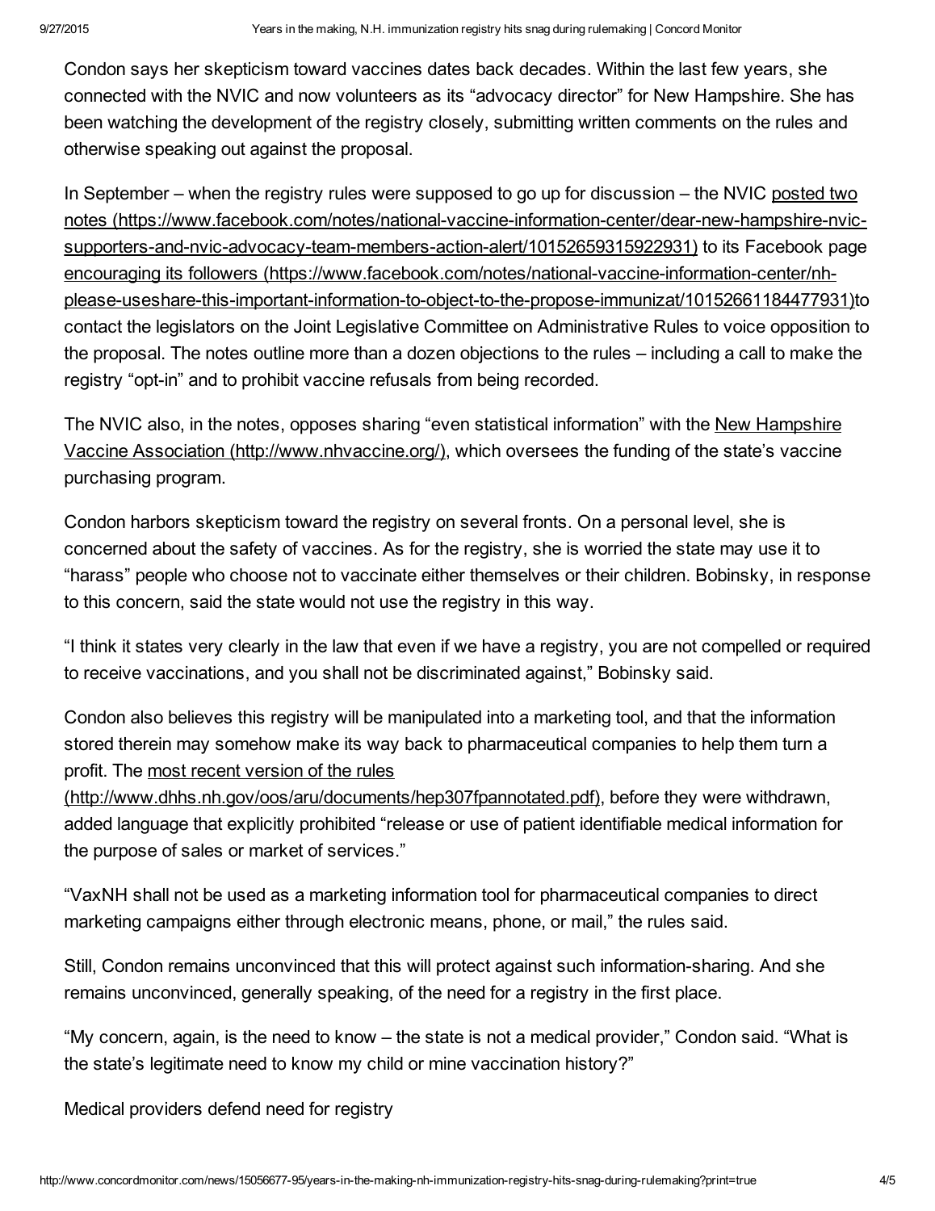Condon says her skepticism toward vaccines dates back decades. Within the last few years, she connected with the NVIC and now volunteers as its "advocacy director" for New Hampshire. She has been watching the development of the registry closely, submitting written comments on the rules and otherwise speaking out against the proposal.

In September – when the registry rules were supposed to go up for discussion – the NVIC posted two notes (https://www.facebook.com/notes/national-vaccine-information-center/dear-new-hampshire-nvic-supporters-and-nvic-advocacy-team-members-action-alert/10152659315922931) to its Facebook page encouraging its followers (https://www.facebook.com/notes/national-vaccine-information-center/nh-please-useshare-this-important-information-to-object-to-the-propose-immunizat/10152661184477931)to contact the legislators on the Joint Legislative Committee on Administrative Rules to voice opposition to the proposal. The notes outline more than a dozen objections to the rules – including a call to make the registry "opt-in" and to prohibit vaccine refusals from being recorded.

The NVIC also, in the notes, opposes sharing "even statistical information" with the New Hampshire Vaccine Association (http://www.nhvaccine.org/), which oversees the funding of the state's vaccine purchasing program.

Condon harbors skepticism toward the registry on several fronts. On a personal level, she is concerned about the safety of vaccines. As for the registry, she is worried the state may use it to "harass" people who choose not to vaccinate either themselves or their children. Bobinsky, in response to this concern, said the state would not use the registry in this way.

"I think it states very clearly in the law that even if we have a registry, you are not compelled or required to receive vaccinations, and you shall not be discriminated against," Bobinsky said.

Condon also believes this registry will be manipulated into a marketing tool, and that the information stored therein may somehow make its way back to pharmaceutical companies to help them turn a profit. The most recent version of the rules (http://www.dhhs.nh.gov/oos/aru/documents/hep307fpannotated.pdf), before they were withdrawn, added language that explicitly prohibited "release or use of patient identifiable medical information for the purpose of sales or market of services."

"VaxNH shall not be used as a marketing information tool for pharmaceutical companies to direct marketing campaigns either through electronic means, phone, or mail," the rules said.

Still, Condon remains unconvinced that this will protect against such information-sharing. And she remains unconvinced, generally speaking, of the need for a registry in the first place.

"My concern, again, is the need to know – the state is not a medical provider," Condon said. "What is the state's legitimate need to know my child or mine vaccination history?"

Medical providers defend need for registry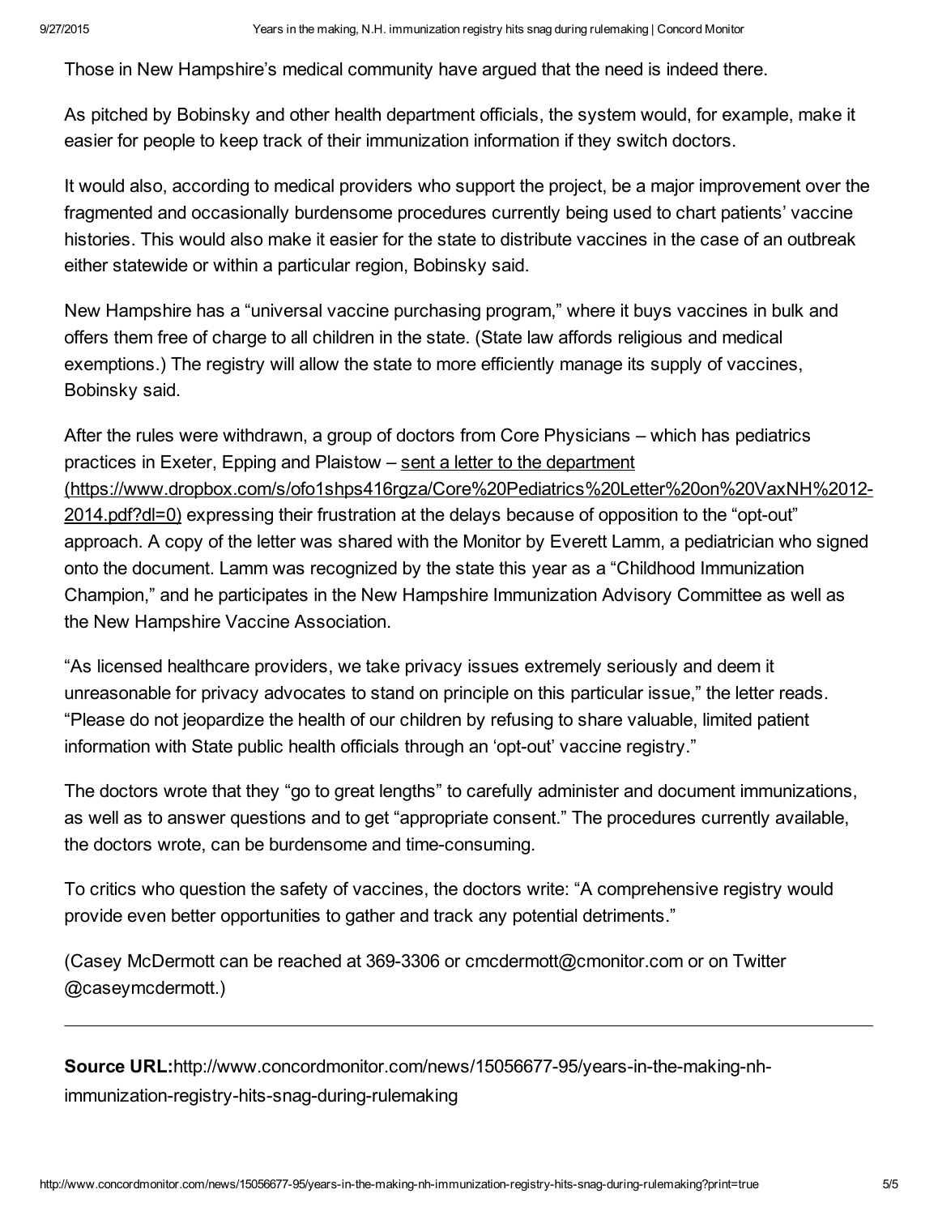Those in New Hampshire's medical community have argued that the need is indeed there.

As pitched by Bobinsky and other health department officials, the system would, for example, make it easier for people to keep track of their immunization information if they switch doctors.

It would also, according to medical providers who support the project, be a major improvement over the fragmented and occasionally burdensome procedures currently being used to chart patients' vaccine histories. This would also make it easier for the state to distribute vaccines in the case of an outbreak either statewide or within a particular region, Bobinsky said.

New Hampshire has a "universal vaccine purchasing program," where it buys vaccines in bulk and offers them free of charge to all children in the state. (State law affords religious and medical exemptions.) The registry will allow the state to more efficiently manage its supply of vaccines, Bobinsky said.

After the rules were withdrawn, a group of doctors from Core Physicians – which has pediatrics practices in Exeter, Epping and Plaistow – sent a letter to the department (https://www.dropbox.com/s/ofo1shps416rgza/Core%20Pediatrics%20Letter%20on%20VaxNH%2012-2014.pdf?dl=0) expressing their frustration at the delays because of opposition to the "opt-out" approach. A copy of the letter was shared with the Monitor by Everett Lamm, a pediatrician who signed onto the document. Lamm was recognized by the state this year as a "Childhood Immunization Champion," and he participates in the New Hampshire Immunization Advisory Committee as well as the New Hampshire Vaccine Association.

"As licensed healthcare providers, we take privacy issues extremely seriously and deem it unreasonable for privacy advocates to stand on principle on this particular issue," the letter reads. "Please do not jeopardize the health of our children by refusing to share valuable, limited patient information with State public health officials through an 'opt-out' vaccine registry."

The doctors wrote that they "go to great lengths" to carefully administer and document immunizations, as well as to answer questions and to get "appropriate consent." The procedures currently available, the doctors wrote, can be burdensome and time-consuming.

To critics who question the safety of vaccines, the doctors write: "A comprehensive registry would provide even better opportunities to gather and track any potential detriments."

(Casey McDermott can be reached at 369-3306 or cmcdermott@cmonitor.com or on Twitter @caseymcdermott.)

---

**Source URL:**http://www.concordmonitor.com/news/15056677-95/years-in-the-making-nh-immunization-registry-hits-snag-during-rulemaking